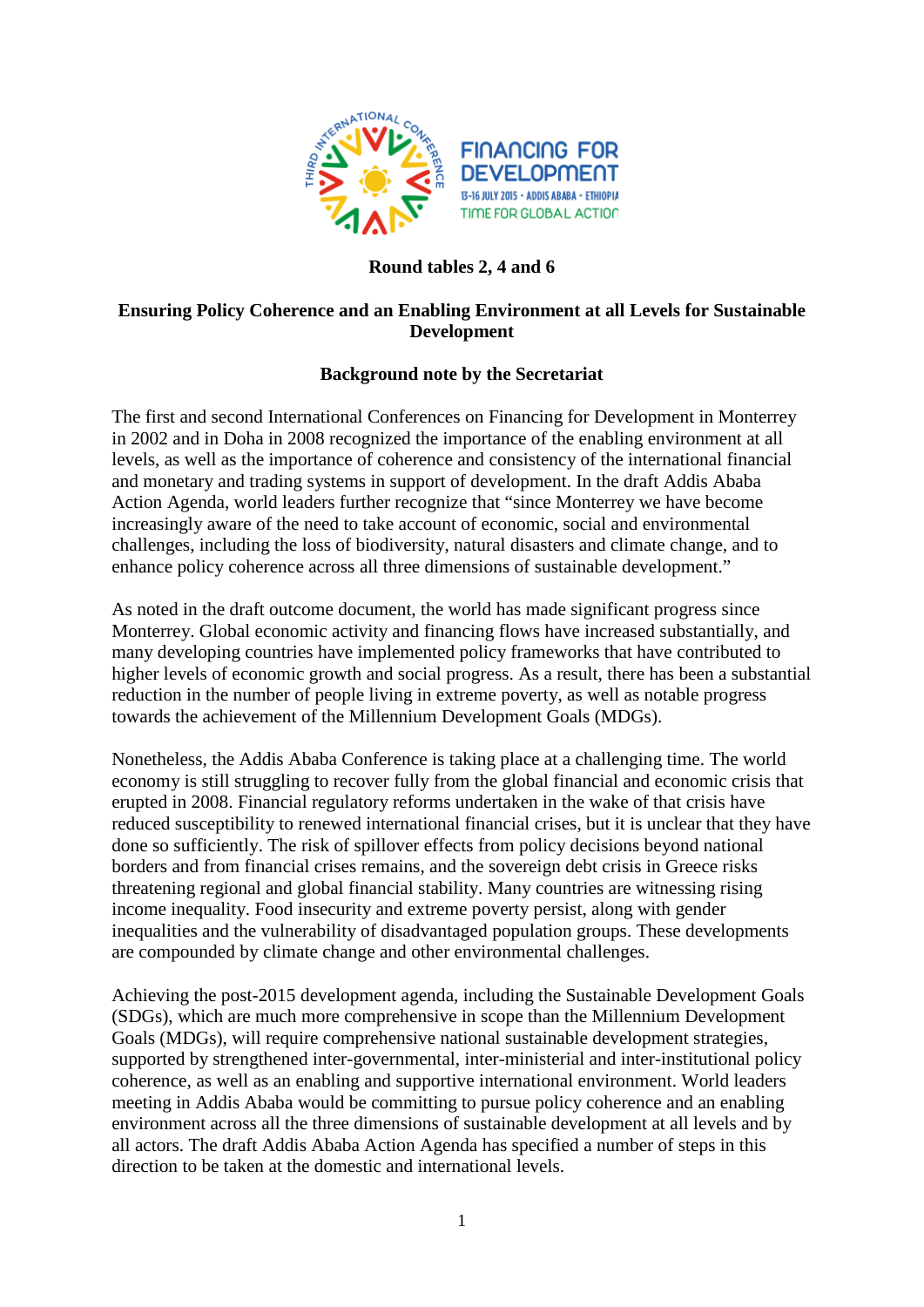**Round tables 2, 4 and 6**

## Ensuring Policy Coherence and an Enabling Environment at all Levels for Sustainable Development

**Background note by the Secretariat**

The first and second International Conferences on Financing for Development in Monterrey in 2002 and in Doha in 2008 recognized the importance of the enabling environment at all levels, as well as the importance of coherence and consistency of the international financial and monetary and trading systems in support of development. In the draft Addis Ababa Action Agenda, world leaders further recognize that "since Monterrey we have become increasingly aware of the need to take account of economic, social and environmental challenges, including the loss of biodiversity, natural disasters and climate change, and to enhance policy coherence across all three dimensions of sustainable development."

As noted in the draft outcome document, the world has made significant progress since Monterrey. Global economic activity and financing flows have increased substantially, and many developing countries have implemented policy frameworks that have contributed to higher levels of economic growth and social progress. As a result, there has been a substantial reduction in the number of people living in extreme poverty, as well as notable progress towards the achievement of the Millennium Development Goals (MDGs).

Nonetheless, the Addis Ababa Conference is taking place at a challenging time. The world economy is still struggling to recover fully from the global financial and economic crisis that erupted in 2008. Financial regulatory reforms undertaken in the wake of that crisis have reduced susceptibility to renewed international financial crises, but it is unclear that they have done so sufficiently. The risk of spillover effects from policy decisions beyond national borders and from financial crises remains, and the sovereign debt crisis in Greece risks threatening regional and global financial stability. Many countries are witnessing rising income inequality. Food insecurity and extreme poverty persist, along with gender inequalities and the vulnerability of disadvantaged population groups. These developments are compounded by climate change and other environmental challenges.

Achieving the post-2015 development agenda, including the Sustainable Development Goals (SDGs), which are much more comprehensive in scope than the Millennium Development Goals (MDGs), will require comprehensive national sustainable development strategies, supported by strengthened inter-governmental, inter-ministerial and inter-institutional policy coherence, as well as an enabling and supportive international environment. World leaders meeting in Addis Ababa would be committing to pursue policy coherence and an enabling environment across all the three dimensions of sustainable development at all levels and by all actors. The draft Addis Ababa Action Agenda has specified a number of steps in this direction to be taken at the domestic and international levels.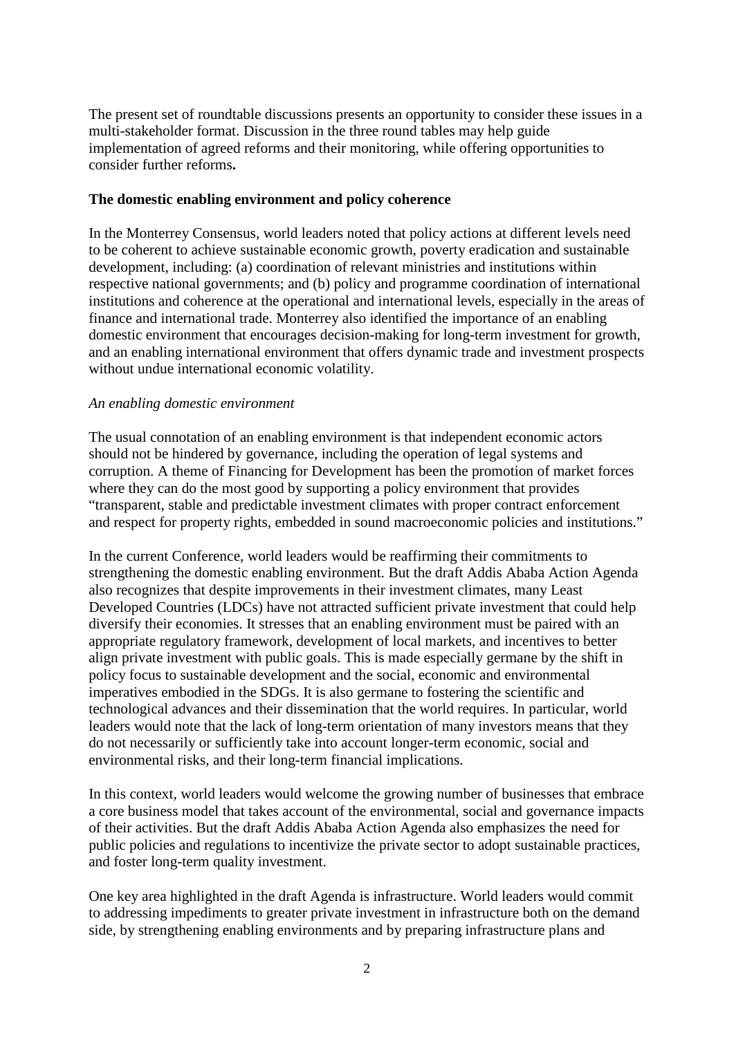The present set of roundtable discussions presents an opportunity to consider these issues in a multi-stakeholder format. Discussion in the three round tables may help guide implementation of agreed reforms and their monitoring, while offering opportunities to consider further reforms**.**

**The domestic enabling environment and policy coherence**

In the Monterrey Consensus, world leaders noted that policy actions at different levels need to be coherent to achieve sustainable economic growth, poverty eradication and sustainable development, including: (a) coordination of relevant ministries and institutions within respective national governments; and (b) policy and programme coordination of international institutions and coherence at the operational and international levels, especially in the areas of finance and international trade. Monterrey also identified the importance of an enabling domestic environment that encourages decision-making for long-term investment for growth, and an enabling international environment that offers dynamic trade and investment prospects without undue international economic volatility.

*An enabling domestic environment*

The usual connotation of an enabling environment is that independent economic actors should not be hindered by governance, including the operation of legal systems and corruption. A theme of Financing for Development has been the promotion of market forces where they can do the most good by supporting a policy environment that provides "transparent, stable and predictable investment climates with proper contract enforcement and respect for property rights, embedded in sound macroeconomic policies and institutions."

In the current Conference, world leaders would be reaffirming their commitments to strengthening the domestic enabling environment. But the draft Addis Ababa Action Agenda also recognizes that despite improvements in their investment climates, many Least Developed Countries (LDCs) have not attracted sufficient private investment that could help diversify their economies. It stresses that an enabling environment must be paired with an appropriate regulatory framework, development of local markets, and incentives to better align private investment with public goals. This is made especially germane by the shift in policy focus to sustainable development and the social, economic and environmental imperatives embodied in the SDGs. It is also germane to fostering the scientific and technological advances and their dissemination that the world requires. In particular, world leaders would note that the lack of long-term orientation of many investors means that they do not necessarily or sufficiently take into account longer-term economic, social and environmental risks, and their long-term financial implications.

In this context, world leaders would welcome the growing number of businesses that embrace a core business model that takes account of the environmental, social and governance impacts of their activities. But the draft Addis Ababa Action Agenda also emphasizes the need for public policies and regulations to incentivize the private sector to adopt sustainable practices, and foster long-term quality investment.

One key area highlighted in the draft Agenda is infrastructure. World leaders would commit to addressing impediments to greater private investment in infrastructure both on the demand side, by strengthening enabling environments and by preparing infrastructure plans and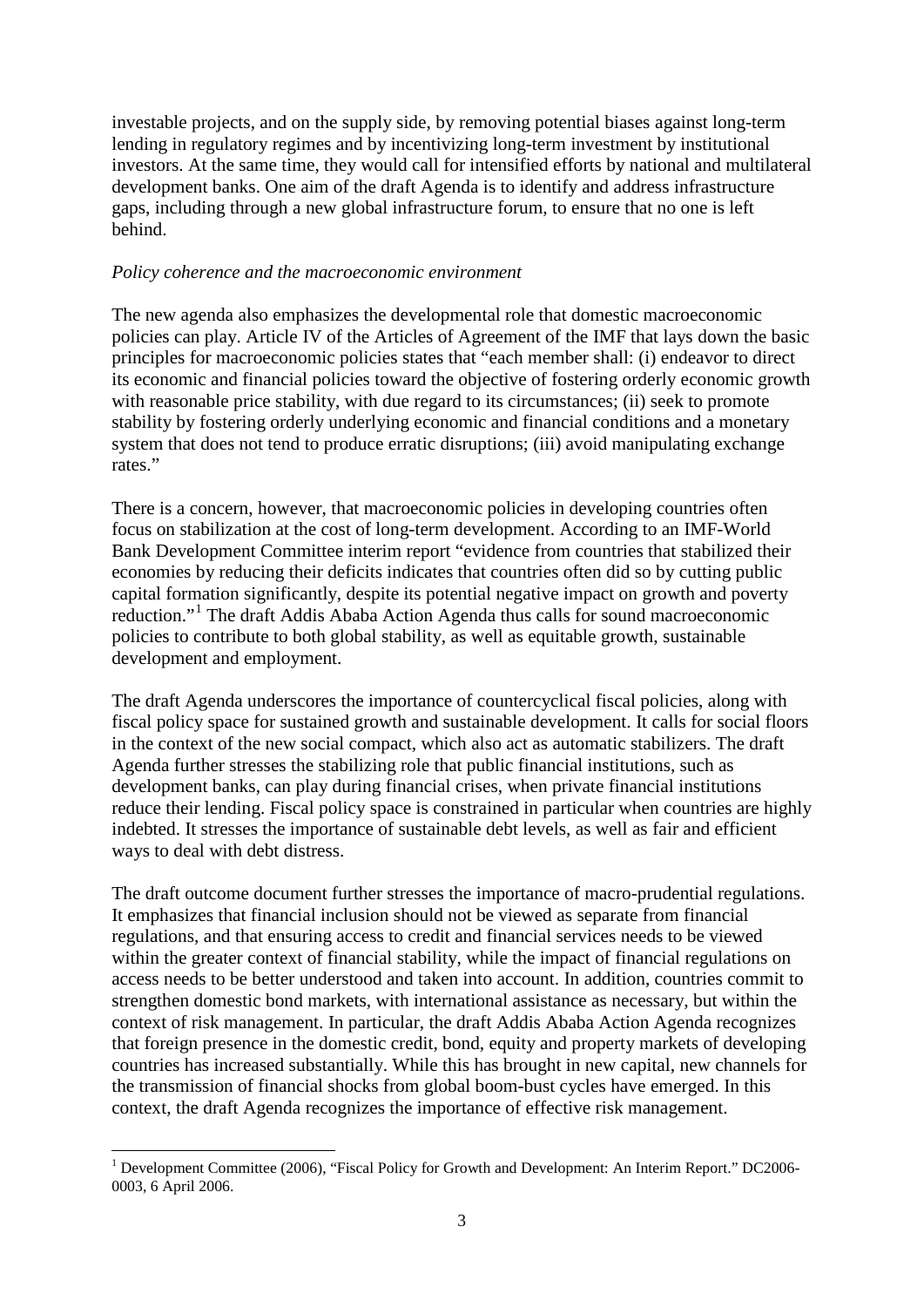investable projects, and on the supply side, by removing potential biases against long-term lending in regulatory regimes and by incentivizing long-term investment by institutional investors. At the same time, they would call for intensified efforts by national and multilateral development banks. One aim of the draft Agenda is to identify and address infrastructure gaps, including through a new global infrastructure forum, to ensure that no one is left behind.

*Policy coherence and the macroeconomic environment*

The new agenda also emphasizes the developmental role that domestic macroeconomic policies can play. Article IV of the Articles of Agreement of the IMF that lays down the basic principles for macroeconomic policies states that "each member shall: (i) endeavor to direct its economic and financial policies toward the objective of fostering orderly economic growth with reasonable price stability, with due regard to its circumstances; (ii) seek to promote stability by fostering orderly underlying economic and financial conditions and a monetary system that does not tend to produce erratic disruptions; (iii) avoid manipulating exchange rates."

There is a concern, however, that macroeconomic policies in developing countries often focus on stabilization at the cost of long-term development. According to an IMF-World Bank Development Committee interim report "evidence from countries that stabilized their economies by reducing their deficits indicates that countries often did so by cutting public capital formation significantly, despite its potential negative impact on growth and poverty reduction."[1] The draft Addis Ababa Action Agenda thus calls for sound macroeconomic policies to contribute to both global stability, as well as equitable growth, sustainable development and employment.

The draft Agenda underscores the importance of countercyclical fiscal policies, along with fiscal policy space for sustained growth and sustainable development. It calls for social floors in the context of the new social compact, which also act as automatic stabilizers. The draft Agenda further stresses the stabilizing role that public financial institutions, such as development banks, can play during financial crises, when private financial institutions reduce their lending. Fiscal policy space is constrained in particular when countries are highly indebted. It stresses the importance of sustainable debt levels, as well as fair and efficient ways to deal with debt distress.

The draft outcome document further stresses the importance of macro-prudential regulations. It emphasizes that financial inclusion should not be viewed as separate from financial regulations, and that ensuring access to credit and financial services needs to be viewed within the greater context of financial stability, while the impact of financial regulations on access needs to be better understood and taken into account. In addition, countries commit to strengthen domestic bond markets, with international assistance as necessary, but within the context of risk management. In particular, the draft Addis Ababa Action Agenda recognizes that foreign presence in the domestic credit, bond, equity and property markets of developing countries has increased substantially. While this has brought in new capital, new channels for the transmission of financial shocks from global boom-bust cycles have emerged. In this context, the draft Agenda recognizes the importance of effective risk management.

[1] Development Committee (2006), "Fiscal Policy for Growth and Development: An Interim Report." DC2006-0003, 6 April 2006.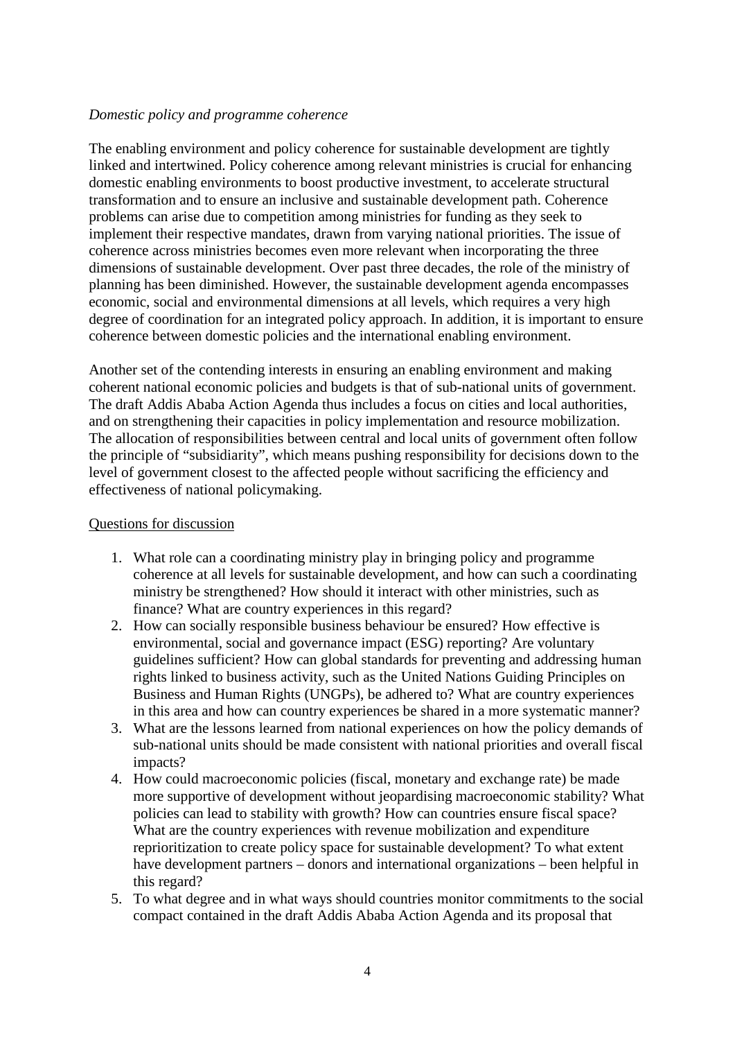*Domestic policy and programme coherence*

The enabling environment and policy coherence for sustainable development are tightly linked and intertwined. Policy coherence among relevant ministries is crucial for enhancing domestic enabling environments to boost productive investment, to accelerate structural transformation and to ensure an inclusive and sustainable development path. Coherence problems can arise due to competition among ministries for funding as they seek to implement their respective mandates, drawn from varying national priorities. The issue of coherence across ministries becomes even more relevant when incorporating the three dimensions of sustainable development. Over past three decades, the role of the ministry of planning has been diminished. However, the sustainable development agenda encompasses economic, social and environmental dimensions at all levels, which requires a very high degree of coordination for an integrated policy approach. In addition, it is important to ensure coherence between domestic policies and the international enabling environment.

Another set of the contending interests in ensuring an enabling environment and making coherent national economic policies and budgets is that of sub-national units of government. The draft Addis Ababa Action Agenda thus includes a focus on cities and local authorities, and on strengthening their capacities in policy implementation and resource mobilization. The allocation of responsibilities between central and local units of government often follow the principle of "subsidiarity", which means pushing responsibility for decisions down to the level of government closest to the affected people without sacrificing the efficiency and effectiveness of national policymaking.

<u>Questions for discussion</u>

1. What role can a coordinating ministry play in bringing policy and programme coherence at all levels for sustainable development, and how can such a coordinating ministry be strengthened? How should it interact with other ministries, such as finance? What are country experiences in this regard?
2. How can socially responsible business behaviour be ensured? How effective is environmental, social and governance impact (ESG) reporting? Are voluntary guidelines sufficient? How can global standards for preventing and addressing human rights linked to business activity, such as the United Nations Guiding Principles on Business and Human Rights (UNGPs), be adhered to? What are country experiences in this area and how can country experiences be shared in a more systematic manner?
3. What are the lessons learned from national experiences on how the policy demands of sub-national units should be made consistent with national priorities and overall fiscal impacts?
4. How could macroeconomic policies (fiscal, monetary and exchange rate) be made more supportive of development without jeopardising macroeconomic stability? What policies can lead to stability with growth? How can countries ensure fiscal space? What are the country experiences with revenue mobilization and expenditure reprioritization to create policy space for sustainable development? To what extent have development partners – donors and international organizations – been helpful in this regard?
5. To what degree and in what ways should countries monitor commitments to the social compact contained in the draft Addis Ababa Action Agenda and its proposal that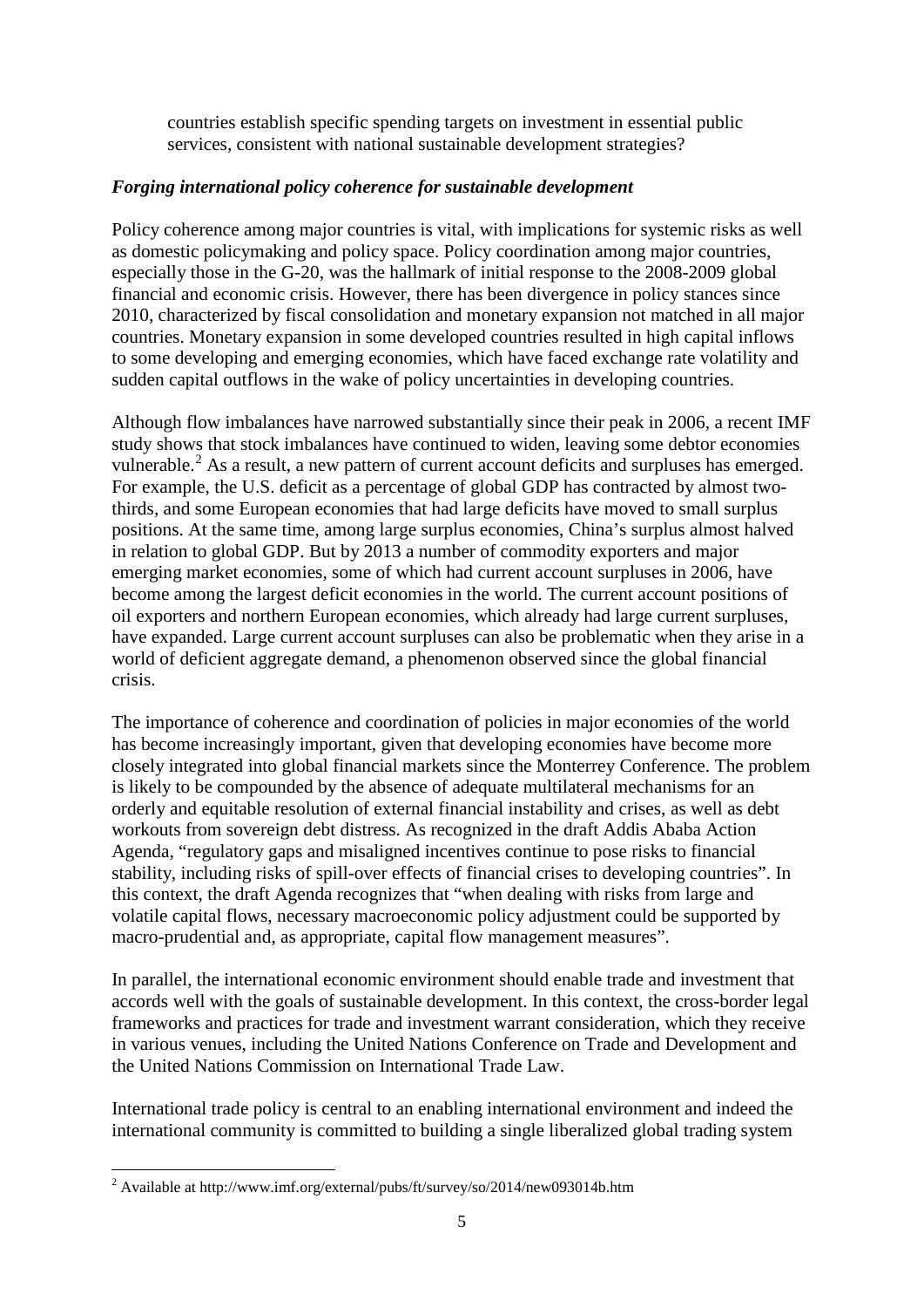countries establish specific spending targets on investment in essential public services, consistent with national sustainable development strategies?

### *Forging international policy coherence for sustainable development*

Policy coherence among major countries is vital, with implications for systemic risks as well as domestic policymaking and policy space. Policy coordination among major countries, especially those in the G-20, was the hallmark of initial response to the 2008-2009 global financial and economic crisis. However, there has been divergence in policy stances since 2010, characterized by fiscal consolidation and monetary expansion not matched in all major countries. Monetary expansion in some developed countries resulted in high capital inflows to some developing and emerging economies, which have faced exchange rate volatility and sudden capital outflows in the wake of policy uncertainties in developing countries.

Although flow imbalances have narrowed substantially since their peak in 2006, a recent IMF study shows that stock imbalances have continued to widen, leaving some debtor economies vulnerable.[2] As a result, a new pattern of current account deficits and surpluses has emerged. For example, the U.S. deficit as a percentage of global GDP has contracted by almost two-thirds, and some European economies that had large deficits have moved to small surplus positions. At the same time, among large surplus economies, China's surplus almost halved in relation to global GDP. But by 2013 a number of commodity exporters and major emerging market economies, some of which had current account surpluses in 2006, have become among the largest deficit economies in the world. The current account positions of oil exporters and northern European economies, which already had large current surpluses, have expanded. Large current account surpluses can also be problematic when they arise in a world of deficient aggregate demand, a phenomenon observed since the global financial crisis.

The importance of coherence and coordination of policies in major economies of the world has become increasingly important, given that developing economies have become more closely integrated into global financial markets since the Monterrey Conference. The problem is likely to be compounded by the absence of adequate multilateral mechanisms for an orderly and equitable resolution of external financial instability and crises, as well as debt workouts from sovereign debt distress. As recognized in the draft Addis Ababa Action Agenda, "regulatory gaps and misaligned incentives continue to pose risks to financial stability, including risks of spill-over effects of financial crises to developing countries". In this context, the draft Agenda recognizes that "when dealing with risks from large and volatile capital flows, necessary macroeconomic policy adjustment could be supported by macro-prudential and, as appropriate, capital flow management measures".

In parallel, the international economic environment should enable trade and investment that accords well with the goals of sustainable development. In this context, the cross-border legal frameworks and practices for trade and investment warrant consideration, which they receive in various venues, including the United Nations Conference on Trade and Development and the United Nations Commission on International Trade Law.

International trade policy is central to an enabling international environment and indeed the international community is committed to building a single liberalized global trading system

[2] Available at http://www.imf.org/external/pubs/ft/survey/so/2014/new093014b.htm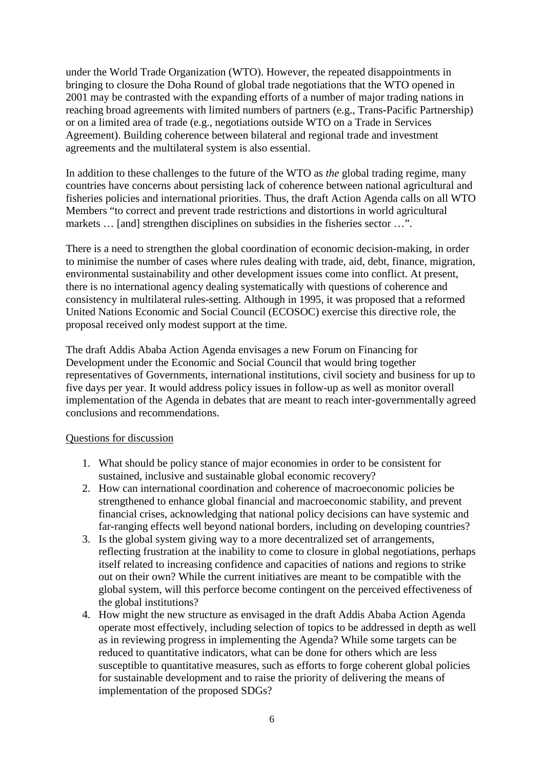under the World Trade Organization (WTO). However, the repeated disappointments in bringing to closure the Doha Round of global trade negotiations that the WTO opened in 2001 may be contrasted with the expanding efforts of a number of major trading nations in reaching broad agreements with limited numbers of partners (e.g., Trans-Pacific Partnership) or on a limited area of trade (e.g., negotiations outside WTO on a Trade in Services Agreement). Building coherence between bilateral and regional trade and investment agreements and the multilateral system is also essential.

In addition to these challenges to the future of the WTO as *the* global trading regime, many countries have concerns about persisting lack of coherence between national agricultural and fisheries policies and international priorities. Thus, the draft Action Agenda calls on all WTO Members "to correct and prevent trade restrictions and distortions in world agricultural markets … [and] strengthen disciplines on subsidies in the fisheries sector …".

There is a need to strengthen the global coordination of economic decision-making, in order to minimise the number of cases where rules dealing with trade, aid, debt, finance, migration, environmental sustainability and other development issues come into conflict. At present, there is no international agency dealing systematically with questions of coherence and consistency in multilateral rules-setting. Although in 1995, it was proposed that a reformed United Nations Economic and Social Council (ECOSOC) exercise this directive role, the proposal received only modest support at the time.

The draft Addis Ababa Action Agenda envisages a new Forum on Financing for Development under the Economic and Social Council that would bring together representatives of Governments, international institutions, civil society and business for up to five days per year. It would address policy issues in follow-up as well as monitor overall implementation of the Agenda in debates that are meant to reach inter-governmentally agreed conclusions and recommendations.

<u>Questions for discussion</u>

1. What should be policy stance of major economies in order to be consistent for sustained, inclusive and sustainable global economic recovery?
2. How can international coordination and coherence of macroeconomic policies be strengthened to enhance global financial and macroeconomic stability, and prevent financial crises, acknowledging that national policy decisions can have systemic and far-ranging effects well beyond national borders, including on developing countries?
3. Is the global system giving way to a more decentralized set of arrangements, reflecting frustration at the inability to come to closure in global negotiations, perhaps itself related to increasing confidence and capacities of nations and regions to strike out on their own? While the current initiatives are meant to be compatible with the global system, will this perforce become contingent on the perceived effectiveness of the global institutions?
4. How might the new structure as envisaged in the draft Addis Ababa Action Agenda operate most effectively, including selection of topics to be addressed in depth as well as in reviewing progress in implementing the Agenda? While some targets can be reduced to quantitative indicators, what can be done for others which are less susceptible to quantitative measures, such as efforts to forge coherent global policies for sustainable development and to raise the priority of delivering the means of implementation of the proposed SDGs?